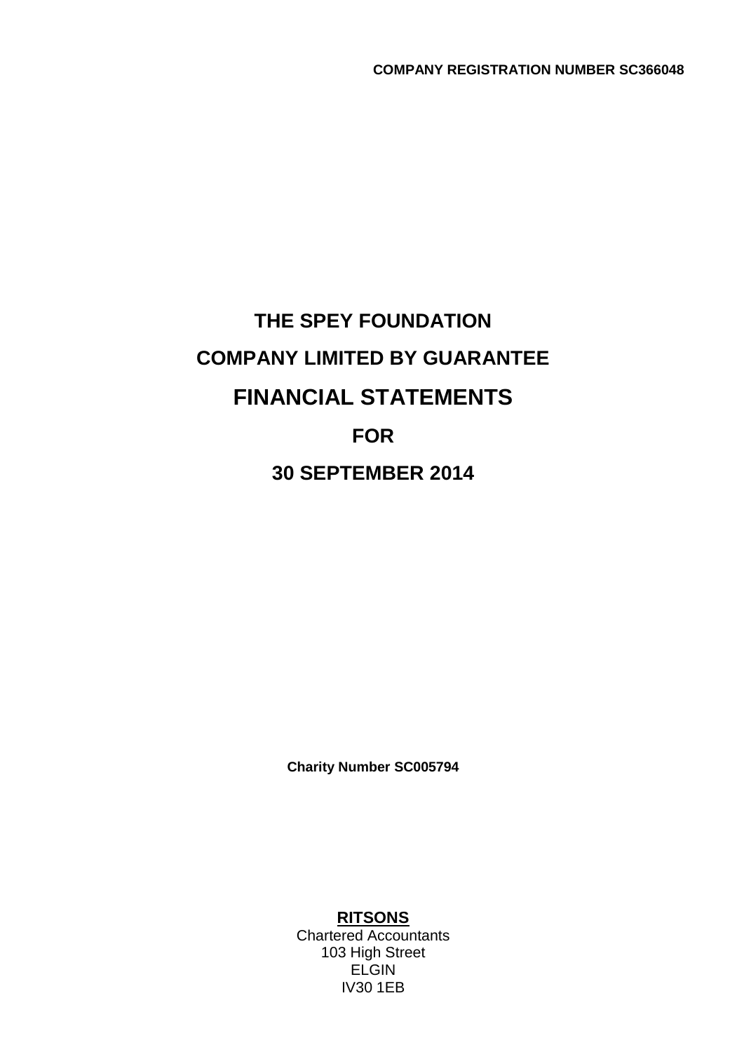**COMPANY REGISTRATION NUMBER SC366048**

# THE SPEY FOUNDATION

# COMPANY LIMITED BY GUARANTEE

# FINANCIAL STATEMENTS

# FOR

# 30 SEPTEMBER 2014

**Charity Number SC005794**

**RITSONS**
Chartered Accountants
103 High Street
ELGIN
IV30 1EB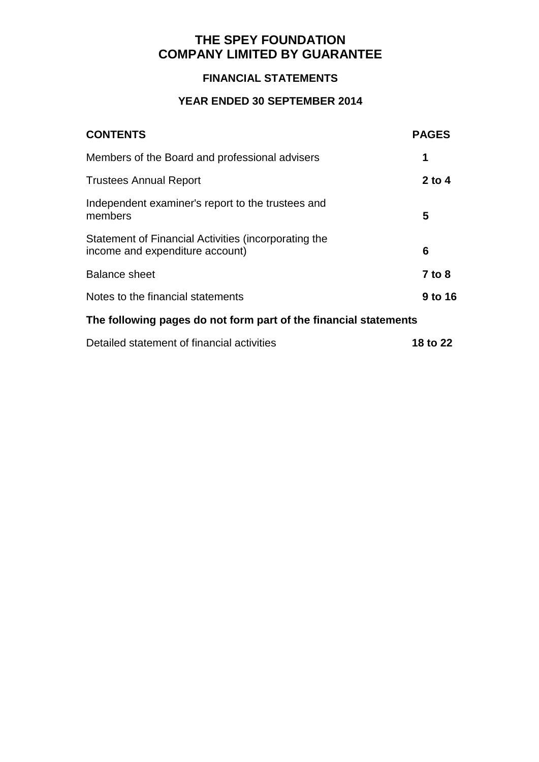# THE SPEY FOUNDATION
# COMPANY LIMITED BY GUARANTEE

## FINANCIAL STATEMENTS

## YEAR ENDED 30 SEPTEMBER 2014

| CONTENTS | PAGES |
|---|---|
| Members of the Board and professional advisers | **1** |
| Trustees Annual Report | **2 to 4** |
| Independent examiner's report to the trustees and members | **5** |
| Statement of Financial Activities (incorporating the income and expenditure account) | **6** |
| Balance sheet | **7 to 8** |
| Notes to the financial statements | **9 to 16** |

**The following pages do not form part of the financial statements**

| | |
|---|---|
| Detailed statement of financial activities | **18 to 22** |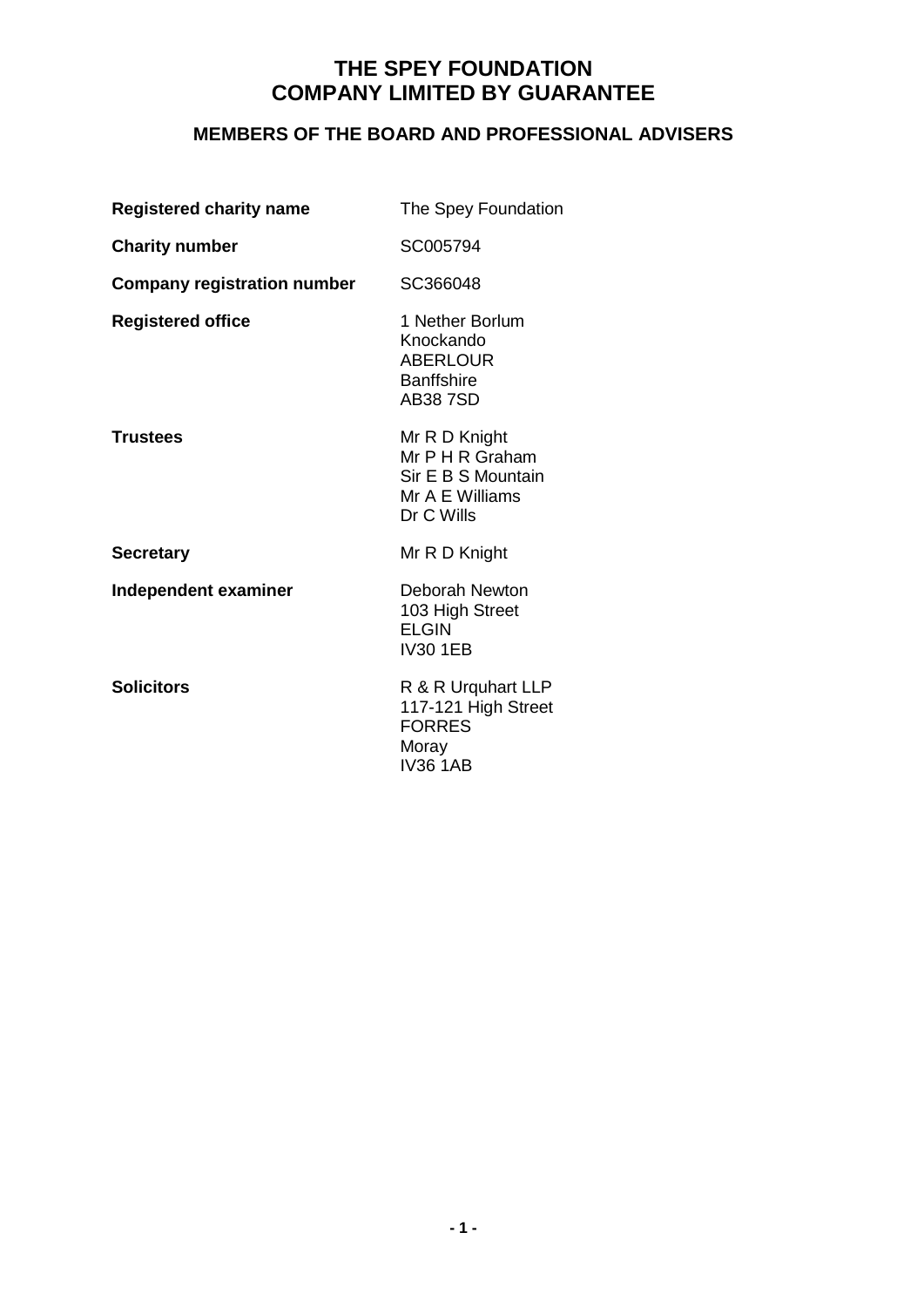# THE SPEY FOUNDATION
# COMPANY LIMITED BY GUARANTEE

## MEMBERS OF THE BOARD AND PROFESSIONAL ADVISERS

**Registered charity name** The Spey Foundation

**Charity number** SC005794

**Company registration number** SC366048

**Registered office**
1 Nether Borlum
Knockando
ABERLOUR
Banffshire
AB38 7SD

**Trustees**
Mr R D Knight
Mr P H R Graham
Sir E B S Mountain
Mr A E Williams
Dr C Wills

**Secretary** Mr R D Knight

**Independent examiner**
Deborah Newton
103 High Street
ELGIN
IV30 1EB

**Solicitors**
R & R Urquhart LLP
117-121 High Street
FORRES
Moray
IV36 1AB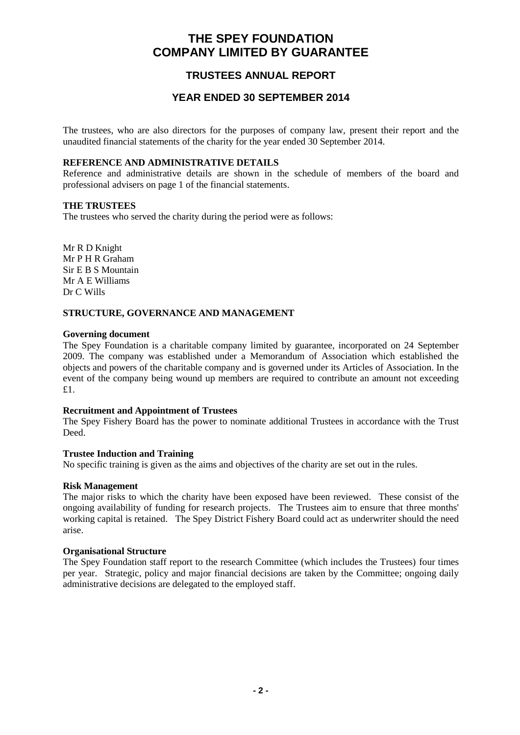# THE SPEY FOUNDATION
# COMPANY LIMITED BY GUARANTEE

## TRUSTEES ANNUAL REPORT

## YEAR ENDED 30 SEPTEMBER 2014

The trustees, who are also directors for the purposes of company law, present their report and the unaudited financial statements of the charity for the year ended 30 September 2014.

**REFERENCE AND ADMINISTRATIVE DETAILS**

Reference and administrative details are shown in the schedule of members of the board and professional advisers on page 1 of the financial statements.

**THE TRUSTEES**

The trustees who served the charity during the period were as follows:

Mr R D Knight
Mr P H R Graham
Sir E B S Mountain
Mr A E Williams
Dr C Wills

**STRUCTURE, GOVERNANCE AND MANAGEMENT**

**Governing document**

The Spey Foundation is a charitable company limited by guarantee, incorporated on 24 September 2009. The company was established under a Memorandum of Association which established the objects and powers of the charitable company and is governed under its Articles of Association. In the event of the company being wound up members are required to contribute an amount not exceeding £1.

**Recruitment and Appointment of Trustees**

The Spey Fishery Board has the power to nominate additional Trustees in accordance with the Trust Deed.

**Trustee Induction and Training**

No specific training is given as the aims and objectives of the charity are set out in the rules.

**Risk Management**

The major risks to which the charity have been exposed have been reviewed. These consist of the ongoing availability of funding for research projects. The Trustees aim to ensure that three months' working capital is retained. The Spey District Fishery Board could act as underwriter should the need arise.

**Organisational Structure**

The Spey Foundation staff report to the research Committee (which includes the Trustees) four times per year. Strategic, policy and major financial decisions are taken by the Committee; ongoing daily administrative decisions are delegated to the employed staff.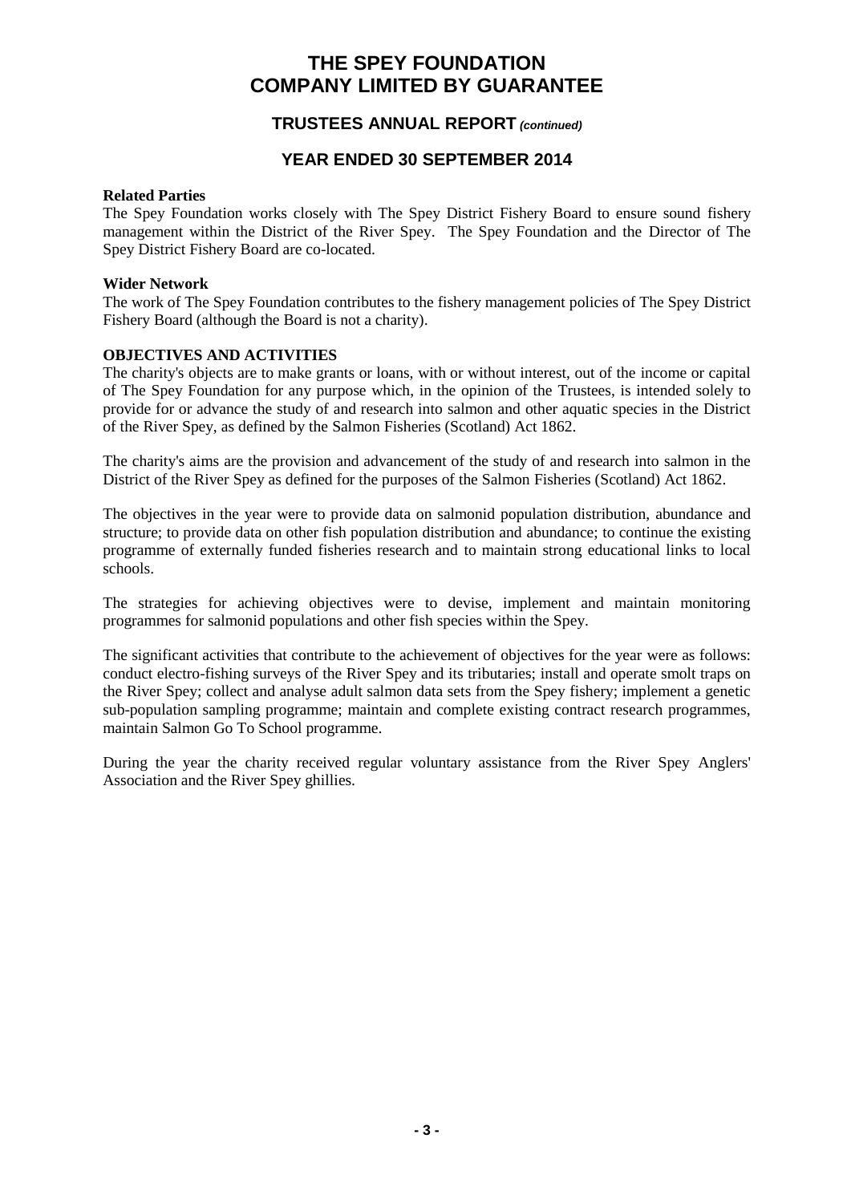# THE SPEY FOUNDATION
# COMPANY LIMITED BY GUARANTEE

### TRUSTEES ANNUAL REPORT *(continued)*

### YEAR ENDED 30 SEPTEMBER 2014

**Related Parties**
The Spey Foundation works closely with The Spey District Fishery Board to ensure sound fishery management within the District of the River Spey. The Spey Foundation and the Director of The Spey District Fishery Board are co-located.

**Wider Network**
The work of The Spey Foundation contributes to the fishery management policies of The Spey District Fishery Board (although the Board is not a charity).

**OBJECTIVES AND ACTIVITIES**
The charity's objects are to make grants or loans, with or without interest, out of the income or capital of The Spey Foundation for any purpose which, in the opinion of the Trustees, is intended solely to provide for or advance the study of and research into salmon and other aquatic species in the District of the River Spey, as defined by the Salmon Fisheries (Scotland) Act 1862.

The charity's aims are the provision and advancement of the study of and research into salmon in the District of the River Spey as defined for the purposes of the Salmon Fisheries (Scotland) Act 1862.

The objectives in the year were to provide data on salmonid population distribution, abundance and structure; to provide data on other fish population distribution and abundance; to continue the existing programme of externally funded fisheries research and to maintain strong educational links to local schools.

The strategies for achieving objectives were to devise, implement and maintain monitoring programmes for salmonid populations and other fish species within the Spey.

The significant activities that contribute to the achievement of objectives for the year were as follows: conduct electro-fishing surveys of the River Spey and its tributaries; install and operate smolt traps on the River Spey; collect and analyse adult salmon data sets from the Spey fishery; implement a genetic sub-population sampling programme; maintain and complete existing contract research programmes, maintain Salmon Go To School programme.

During the year the charity received regular voluntary assistance from the River Spey Anglers' Association and the River Spey ghillies.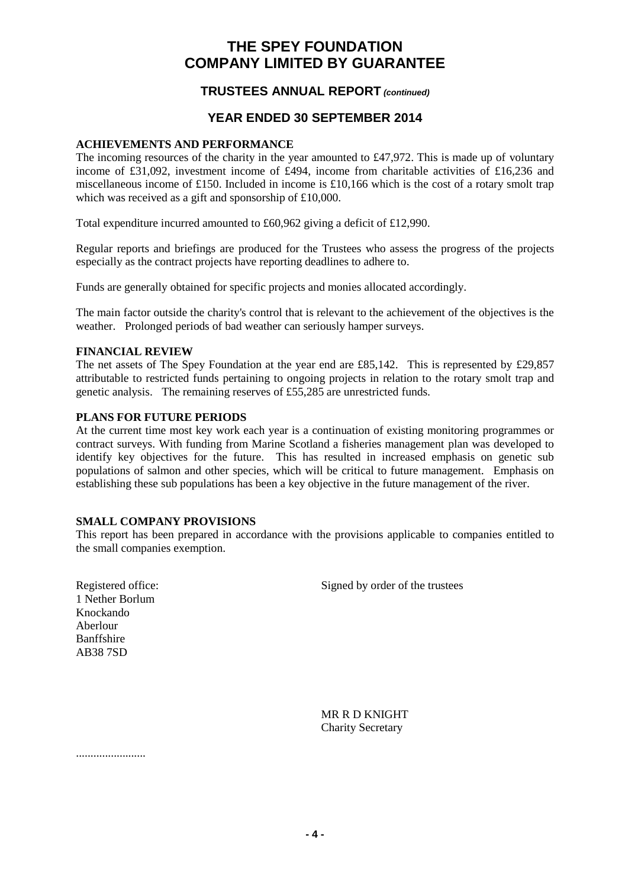# THE SPEY FOUNDATION
# COMPANY LIMITED BY GUARANTEE

## TRUSTEES ANNUAL REPORT *(continued)*

## YEAR ENDED 30 SEPTEMBER 2014

### ACHIEVEMENTS AND PERFORMANCE

The incoming resources of the charity in the year amounted to £47,972. This is made up of voluntary income of £31,092, investment income of £494, income from charitable activities of £16,236 and miscellaneous income of £150. Included in income is £10,166 which is the cost of a rotary smolt trap which was received as a gift and sponsorship of £10,000.

Total expenditure incurred amounted to £60,962 giving a deficit of £12,990.

Regular reports and briefings are produced for the Trustees who assess the progress of the projects especially as the contract projects have reporting deadlines to adhere to.

Funds are generally obtained for specific projects and monies allocated accordingly.

The main factor outside the charity's control that is relevant to the achievement of the objectives is the weather. Prolonged periods of bad weather can seriously hamper surveys.

### FINANCIAL REVIEW

The net assets of The Spey Foundation at the year end are £85,142. This is represented by £29,857 attributable to restricted funds pertaining to ongoing projects in relation to the rotary smolt trap and genetic analysis. The remaining reserves of £55,285 are unrestricted funds.

### PLANS FOR FUTURE PERIODS

At the current time most key work each year is a continuation of existing monitoring programmes or contract surveys. With funding from Marine Scotland a fisheries management plan was developed to identify key objectives for the future. This has resulted in increased emphasis on genetic sub populations of salmon and other species, which will be critical to future management. Emphasis on establishing these sub populations has been a key objective in the future management of the river.

### SMALL COMPANY PROVISIONS

This report has been prepared in accordance with the provisions applicable to companies entitled to the small companies exemption.

Registered office:
1 Nether Borlum
Knockando
Aberlour
Banffshire
AB38 7SD

Signed by order of the trustees

MR R D KNIGHT
Charity Secretary

........................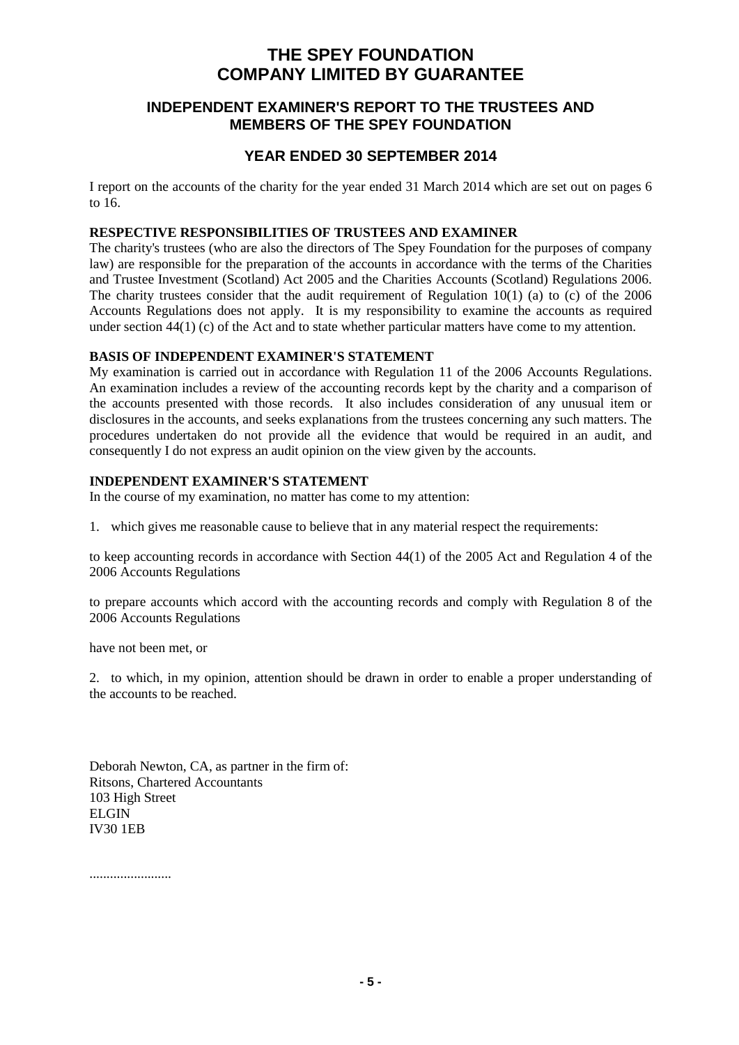# THE SPEY FOUNDATION
# COMPANY LIMITED BY GUARANTEE

## INDEPENDENT EXAMINER'S REPORT TO THE TRUSTEES AND MEMBERS OF THE SPEY FOUNDATION

## YEAR ENDED 30 SEPTEMBER 2014

I report on the accounts of the charity for the year ended 31 March 2014 which are set out on pages 6 to 16.

**RESPECTIVE RESPONSIBILITIES OF TRUSTEES AND EXAMINER**

The charity's trustees (who are also the directors of The Spey Foundation for the purposes of company law) are responsible for the preparation of the accounts in accordance with the terms of the Charities and Trustee Investment (Scotland) Act 2005 and the Charities Accounts (Scotland) Regulations 2006. The charity trustees consider that the audit requirement of Regulation 10(1) (a) to (c) of the 2006 Accounts Regulations does not apply. It is my responsibility to examine the accounts as required under section 44(1) (c) of the Act and to state whether particular matters have come to my attention.

**BASIS OF INDEPENDENT EXAMINER'S STATEMENT**

My examination is carried out in accordance with Regulation 11 of the 2006 Accounts Regulations. An examination includes a review of the accounting records kept by the charity and a comparison of the accounts presented with those records. It also includes consideration of any unusual item or disclosures in the accounts, and seeks explanations from the trustees concerning any such matters. The procedures undertaken do not provide all the evidence that would be required in an audit, and consequently I do not express an audit opinion on the view given by the accounts.

**INDEPENDENT EXAMINER'S STATEMENT**

In the course of my examination, no matter has come to my attention:

1. which gives me reasonable cause to believe that in any material respect the requirements:

to keep accounting records in accordance with Section 44(1) of the 2005 Act and Regulation 4 of the 2006 Accounts Regulations

to prepare accounts which accord with the accounting records and comply with Regulation 8 of the 2006 Accounts Regulations

have not been met, or

2. to which, in my opinion, attention should be drawn in order to enable a proper understanding of the accounts to be reached.

Deborah Newton, CA, as partner in the firm of:
Ritsons, Chartered Accountants
103 High Street
ELGIN
IV30 1EB

........................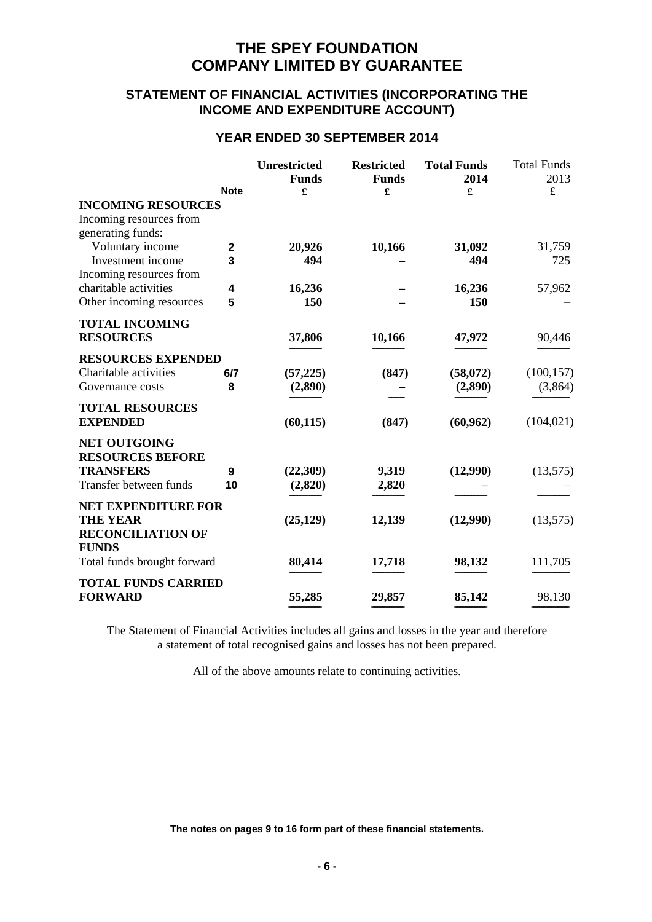# THE SPEY FOUNDATION
# COMPANY LIMITED BY GUARANTEE

## STATEMENT OF FINANCIAL ACTIVITIES (INCORPORATING THE INCOME AND EXPENDITURE ACCOUNT)

### YEAR ENDED 30 SEPTEMBER 2014

| | Note | Unrestricted Funds £ | Restricted Funds £ | Total Funds 2014 £ | Total Funds 2013 £ |
|---|---|---|---|---|---|
| **INCOMING RESOURCES** | | | | | |
| Incoming resources from generating funds: | | | | | |
| Voluntary income | 2 | 20,926 | 10,166 | 31,092 | 31,759 |
| Investment income | 3 | 494 | – | 494 | 725 |
| Incoming resources from charitable activities | 4 | 16,236 | – | 16,236 | 57,962 |
| Other incoming resources | 5 | 150 | – | 150 | – |
| **TOTAL INCOMING RESOURCES** | | 37,806 | 10,166 | 47,972 | 90,446 |
| **RESOURCES EXPENDED** | | | | | |
| Charitable activities | 6/7 | (57,225) | (847) | (58,072) | (100,157) |
| Governance costs | 8 | (2,890) | – | (2,890) | (3,864) |
| **TOTAL RESOURCES EXPENDED** | | (60,115) | (847) | (60,962) | (104,021) |
| **NET OUTGOING RESOURCES BEFORE TRANSFERS** | 9 | (22,309) | 9,319 | (12,990) | (13,575) |
| Transfer between funds | 10 | (2,820) | 2,820 | – | – |
| **NET EXPENDITURE FOR THE YEAR** | | (25,129) | 12,139 | (12,990) | (13,575) |
| **RECONCILIATION OF FUNDS** | | | | | |
| Total funds brought forward | | 80,414 | 17,718 | 98,132 | 111,705 |
| **TOTAL FUNDS CARRIED FORWARD** | | 55,285 | 29,857 | 85,142 | 98,130 |

The Statement of Financial Activities includes all gains and losses in the year and therefore a statement of total recognised gains and losses has not been prepared.

All of the above amounts relate to continuing activities.

**The notes on pages 9 to 16 form part of these financial statements.**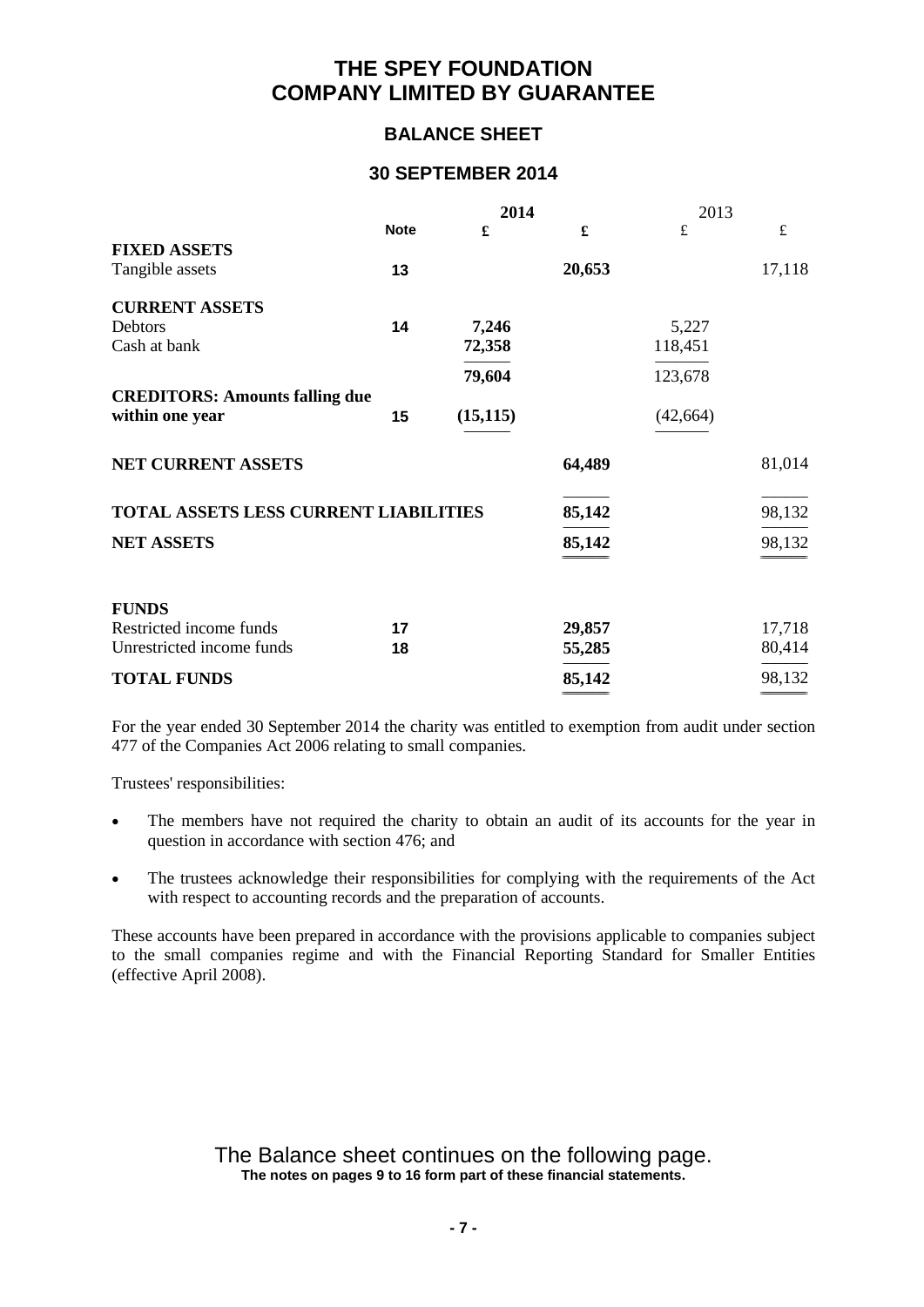# THE SPEY FOUNDATION
# COMPANY LIMITED BY GUARANTEE

## BALANCE SHEET

## 30 SEPTEMBER 2014

| | Note | 2014 £ | 2014 £ | 2013 £ | 2013 £ |
|---|---|---|---|---|---|
| **FIXED ASSETS** | | | | | |
| Tangible assets | 13 | | **20,653** | | 17,118 |
| **CURRENT ASSETS** | | | | | |
| Debtors | 14 | **7,246** | | 5,227 | |
| Cash at bank | | **72,358** | | 118,451 | |
| | | **79,604** | | 123,678 | |
| **CREDITORS: Amounts falling due within one year** | 15 | **(15,115)** | | (42,664) | |
| **NET CURRENT ASSETS** | | | **64,489** | | 81,014 |
| **TOTAL ASSETS LESS CURRENT LIABILITIES** | | | **85,142** | | 98,132 |
| **NET ASSETS** | | | **85,142** | | 98,132 |
| **FUNDS** | | | | | |
| Restricted income funds | 17 | | **29,857** | | 17,718 |
| Unrestricted income funds | 18 | | **55,285** | | 80,414 |
| **TOTAL FUNDS** | | | **85,142** | | 98,132 |

For the year ended 30 September 2014 the charity was entitled to exemption from audit under section 477 of the Companies Act 2006 relating to small companies.

Trustees' responsibilities:

- The members have not required the charity to obtain an audit of its accounts for the year in question in accordance with section 476; and
- The trustees acknowledge their responsibilities for complying with the requirements of the Act with respect to accounting records and the preparation of accounts.

These accounts have been prepared in accordance with the provisions applicable to companies subject to the small companies regime and with the Financial Reporting Standard for Smaller Entities (effective April 2008).

The Balance sheet continues on the following page.

**The notes on pages 9 to 16 form part of these financial statements.**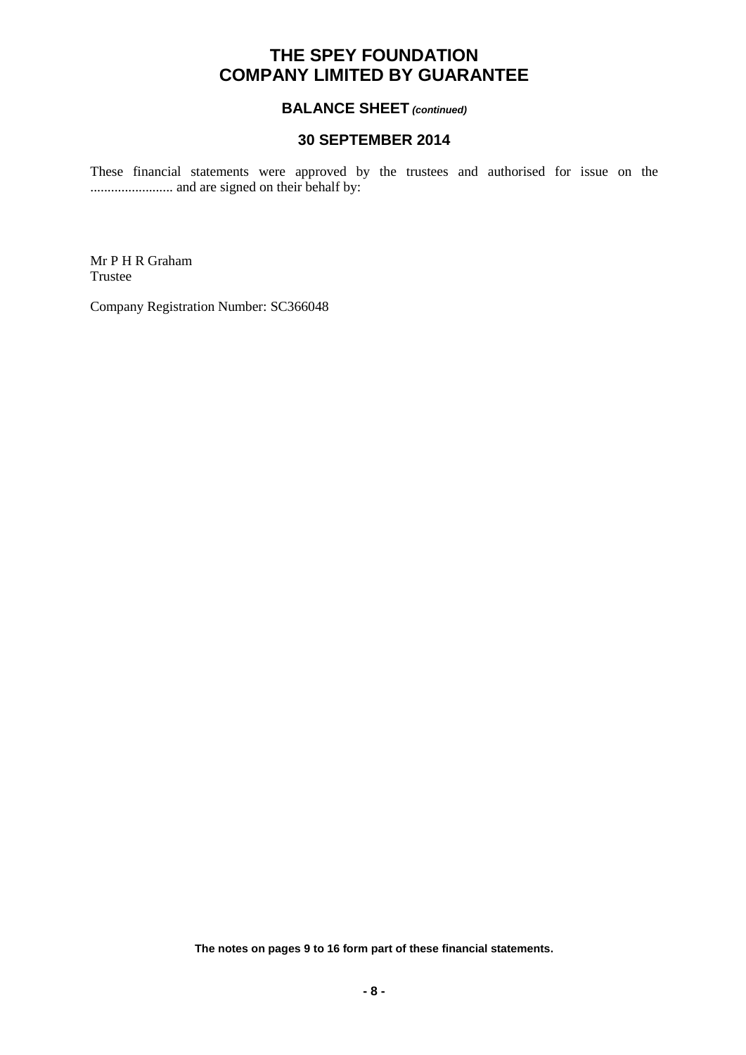# THE SPEY FOUNDATION
# COMPANY LIMITED BY GUARANTEE

## BALANCE SHEET *(continued)*

## 30 SEPTEMBER 2014

These financial statements were approved by the trustees and authorised for issue on the ........................ and are signed on their behalf by:

Mr P H R Graham
Trustee

Company Registration Number: SC366048

**The notes on pages 9 to 16 form part of these financial statements.**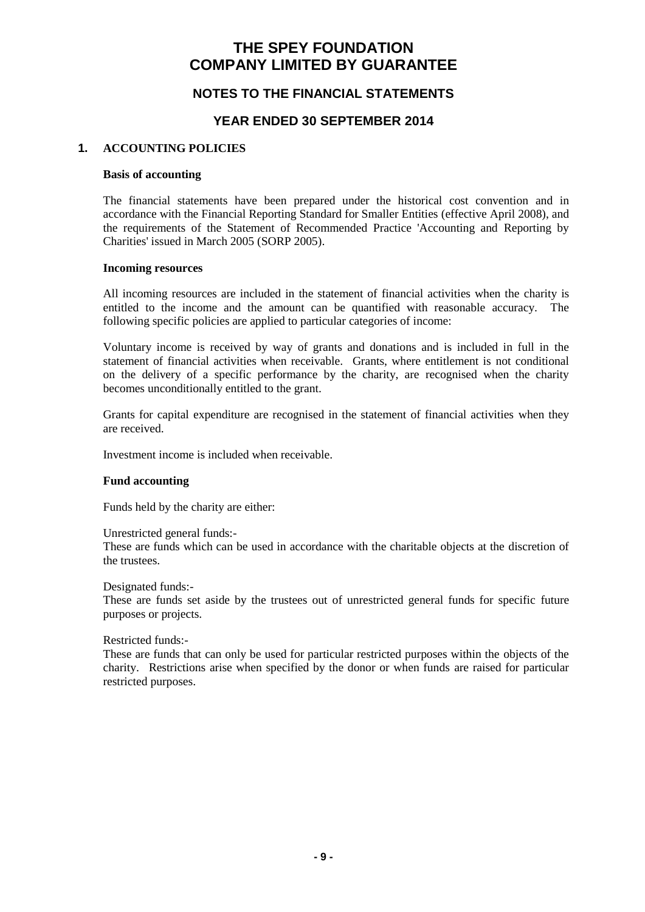# THE SPEY FOUNDATION
# COMPANY LIMITED BY GUARANTEE

## NOTES TO THE FINANCIAL STATEMENTS

## YEAR ENDED 30 SEPTEMBER 2014

### 1. ACCOUNTING POLICIES

**Basis of accounting**

The financial statements have been prepared under the historical cost convention and in accordance with the Financial Reporting Standard for Smaller Entities (effective April 2008), and the requirements of the Statement of Recommended Practice 'Accounting and Reporting by Charities' issued in March 2005 (SORP 2005).

**Incoming resources**

All incoming resources are included in the statement of financial activities when the charity is entitled to the income and the amount can be quantified with reasonable accuracy. The following specific policies are applied to particular categories of income:

Voluntary income is received by way of grants and donations and is included in full in the statement of financial activities when receivable. Grants, where entitlement is not conditional on the delivery of a specific performance by the charity, are recognised when the charity becomes unconditionally entitled to the grant.

Grants for capital expenditure are recognised in the statement of financial activities when they are received.

Investment income is included when receivable.

**Fund accounting**

Funds held by the charity are either:

Unrestricted general funds:-
These are funds which can be used in accordance with the charitable objects at the discretion of the trustees.

Designated funds:-
These are funds set aside by the trustees out of unrestricted general funds for specific future purposes or projects.

Restricted funds:-
These are funds that can only be used for particular restricted purposes within the objects of the charity. Restrictions arise when specified by the donor or when funds are raised for particular restricted purposes.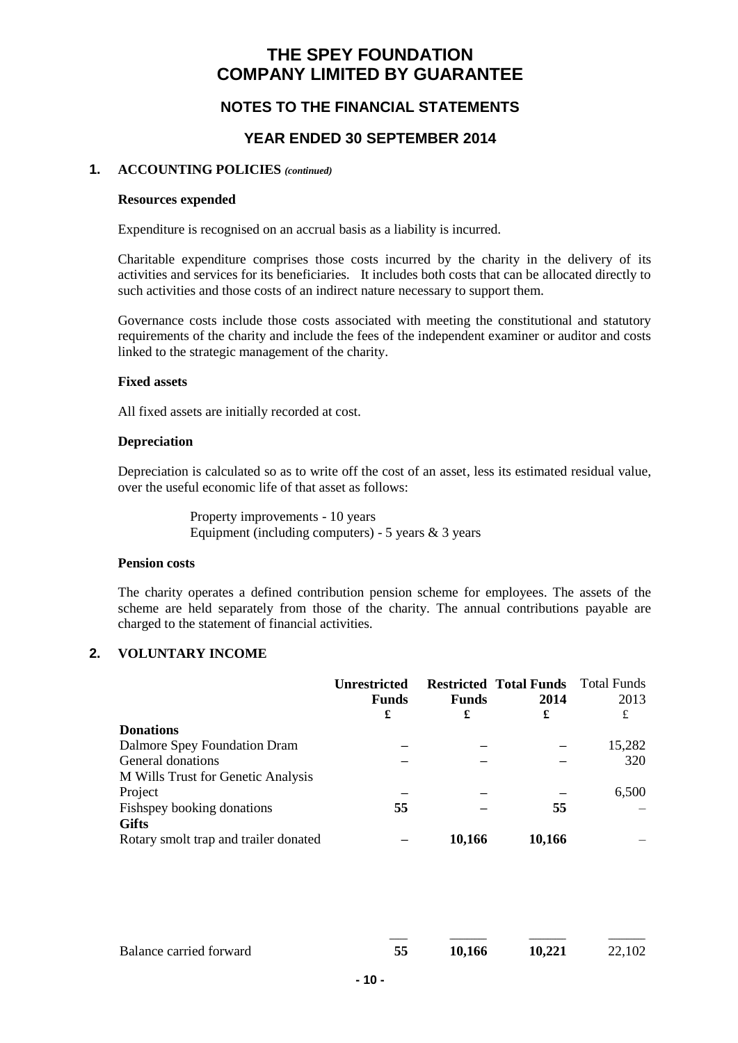# THE SPEY FOUNDATION
# COMPANY LIMITED BY GUARANTEE

## NOTES TO THE FINANCIAL STATEMENTS

## YEAR ENDED 30 SEPTEMBER 2014

### 1. ACCOUNTING POLICIES *(continued)*

**Resources expended**

Expenditure is recognised on an accrual basis as a liability is incurred.

Charitable expenditure comprises those costs incurred by the charity in the delivery of its activities and services for its beneficiaries. It includes both costs that can be allocated directly to such activities and those costs of an indirect nature necessary to support them.

Governance costs include those costs associated with meeting the constitutional and statutory requirements of the charity and include the fees of the independent examiner or auditor and costs linked to the strategic management of the charity.

**Fixed assets**

All fixed assets are initially recorded at cost.

**Depreciation**

Depreciation is calculated so as to write off the cost of an asset, less its estimated residual value, over the useful economic life of that asset as follows:

Property improvements - 10 years
Equipment (including computers) - 5 years & 3 years

**Pension costs**

The charity operates a defined contribution pension scheme for employees. The assets of the scheme are held separately from those of the charity. The annual contributions payable are charged to the statement of financial activities.

### 2. VOLUNTARY INCOME

| | Unrestricted Funds £ | Restricted Funds £ | Total Funds 2014 £ | Total Funds 2013 £ |
|---|---|---|---|---|
| **Donations** | | | | |
| Dalmore Spey Foundation Dram | – | – | – | 15,282 |
| General donations | – | – | – | 320 |
| M Wills Trust for Genetic Analysis Project | – | – | – | 6,500 |
| Fishspey booking donations | 55 | – | 55 | – |
| **Gifts** | | | | |
| Rotary smolt trap and trailer donated | – | 10,166 | 10,166 | – |
| Balance carried forward | 55 | 10,166 | 10,221 | 22,102 |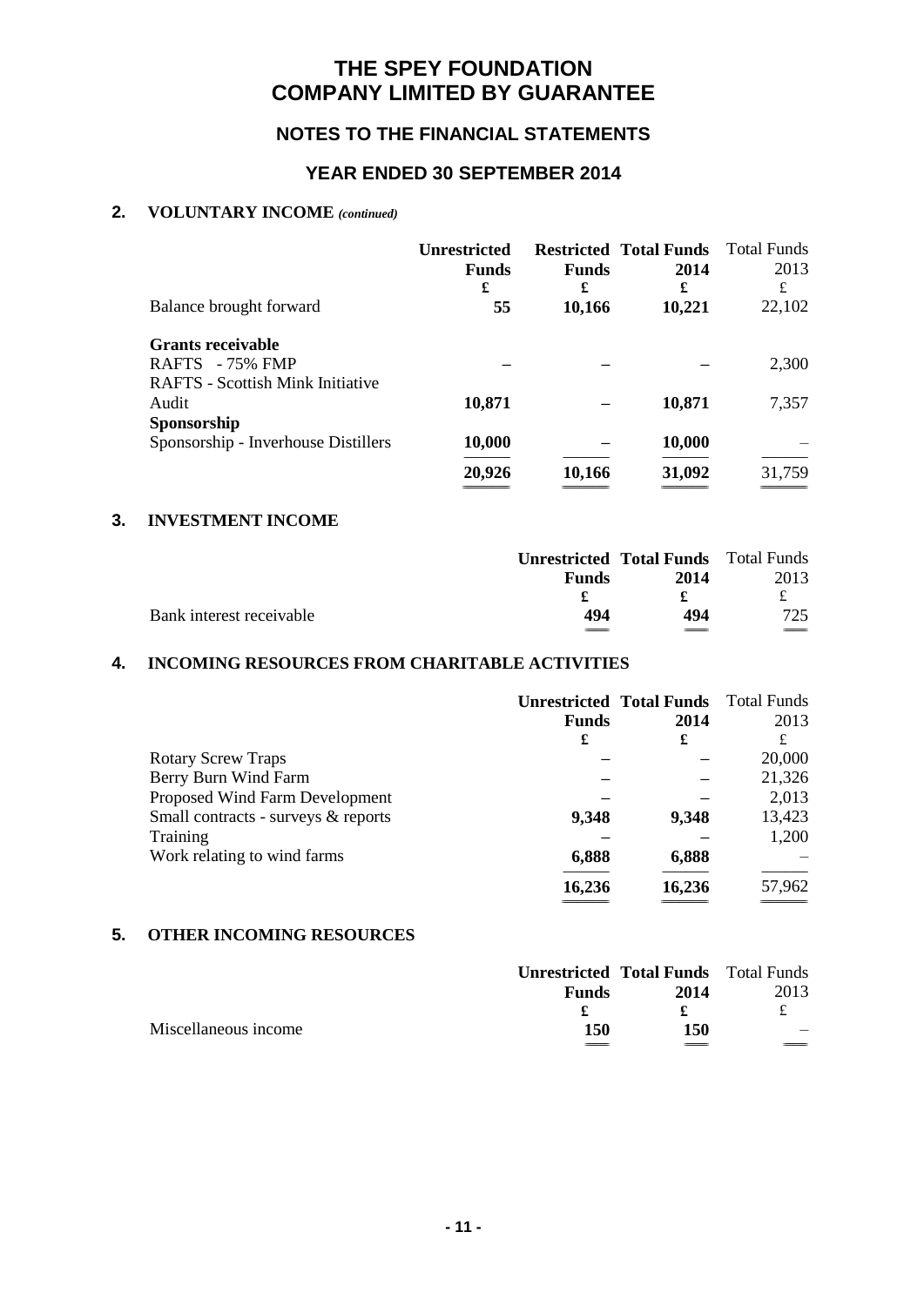# THE SPEY FOUNDATION
# COMPANY LIMITED BY GUARANTEE

## NOTES TO THE FINANCIAL STATEMENTS

## YEAR ENDED 30 SEPTEMBER 2014

### 2. VOLUNTARY INCOME *(continued)*

| | Unrestricted Funds | Restricted Funds | Total Funds 2014 | Total Funds 2013 |
|---|---|---|---|---|
| | £ | £ | £ | £ |
| Balance brought forward | **55** | **10,166** | **10,221** | 22,102 |
| **Grants receivable** | | | | |
| RAFTS - 75% FMP | – | – | – | 2,300 |
| RAFTS - Scottish Mink Initiative Audit | **10,871** | – | **10,871** | 7,357 |
| **Sponsorship** | | | | |
| Sponsorship - Inverhouse Distillers | **10,000** | – | **10,000** | – |
| | **20,926** | **10,166** | **31,092** | 31,759 |

### 3. INVESTMENT INCOME

| | Unrestricted Funds | Total Funds 2014 | Total Funds 2013 |
|---|---|---|---|
| | £ | £ | £ |
| Bank interest receivable | **494** | **494** | 725 |

### 4. INCOMING RESOURCES FROM CHARITABLE ACTIVITIES

| | Unrestricted Funds | Total Funds 2014 | Total Funds 2013 |
|---|---|---|---|
| | £ | £ | £ |
| Rotary Screw Traps | – | – | 20,000 |
| Berry Burn Wind Farm | – | – | 21,326 |
| Proposed Wind Farm Development | – | – | 2,013 |
| Small contracts - surveys & reports | **9,348** | **9,348** | 13,423 |
| Training | – | – | 1,200 |
| Work relating to wind farms | **6,888** | **6,888** | – |
| | **16,236** | **16,236** | 57,962 |

### 5. OTHER INCOMING RESOURCES

| | Unrestricted Funds | Total Funds 2014 | Total Funds 2013 |
|---|---|---|---|
| | £ | £ | £ |
| Miscellaneous income | **150** | **150** | – |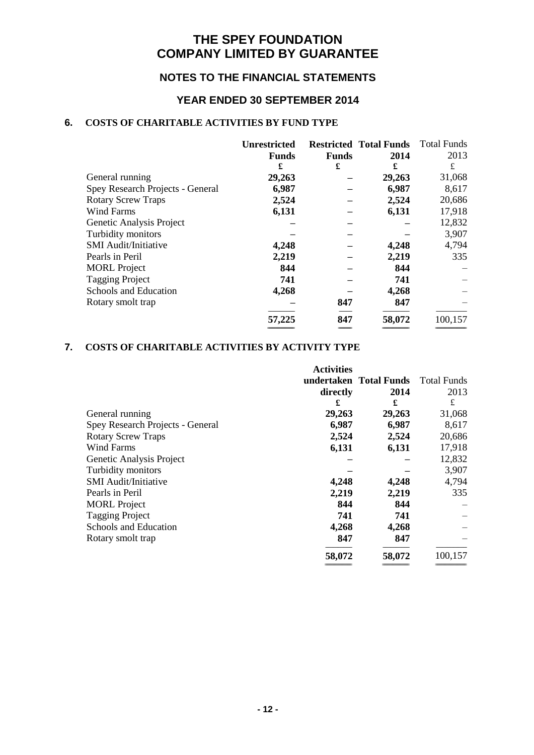# THE SPEY FOUNDATION
# COMPANY LIMITED BY GUARANTEE

## NOTES TO THE FINANCIAL STATEMENTS

## YEAR ENDED 30 SEPTEMBER 2014

### 6. COSTS OF CHARITABLE ACTIVITIES BY FUND TYPE

| | Unrestricted Funds | Restricted Funds | Total Funds 2014 | Total Funds 2013 |
|---|---|---|---|---|
| | £ | £ | £ | £ |
| General running | 29,263 | – | 29,263 | 31,068 |
| Spey Research Projects - General | 6,987 | – | 6,987 | 8,617 |
| Rotary Screw Traps | 2,524 | – | 2,524 | 20,686 |
| Wind Farms | 6,131 | – | 6,131 | 17,918 |
| Genetic Analysis Project | – | – | – | 12,832 |
| Turbidity monitors | – | – | – | 3,907 |
| SMI Audit/Initiative | 4,248 | – | 4,248 | 4,794 |
| Pearls in Peril | 2,219 | – | 2,219 | 335 |
| MORL Project | 844 | – | 844 | – |
| Tagging Project | 741 | – | 741 | – |
| Schools and Education | 4,268 | – | 4,268 | – |
| Rotary smolt trap | – | 847 | 847 | – |
| | 57,225 | 847 | 58,072 | 100,157 |

### 7. COSTS OF CHARITABLE ACTIVITIES BY ACTIVITY TYPE

| | Activities undertaken directly | Total Funds 2014 | Total Funds 2013 |
|---|---|---|---|
| | £ | £ | £ |
| General running | 29,263 | 29,263 | 31,068 |
| Spey Research Projects - General | 6,987 | 6,987 | 8,617 |
| Rotary Screw Traps | 2,524 | 2,524 | 20,686 |
| Wind Farms | 6,131 | 6,131 | 17,918 |
| Genetic Analysis Project | – | – | 12,832 |
| Turbidity monitors | – | – | 3,907 |
| SMI Audit/Initiative | 4,248 | 4,248 | 4,794 |
| Pearls in Peril | 2,219 | 2,219 | 335 |
| MORL Project | 844 | 844 | – |
| Tagging Project | 741 | 741 | – |
| Schools and Education | 4,268 | 4,268 | – |
| Rotary smolt trap | 847 | 847 | – |
| | 58,072 | 58,072 | 100,157 |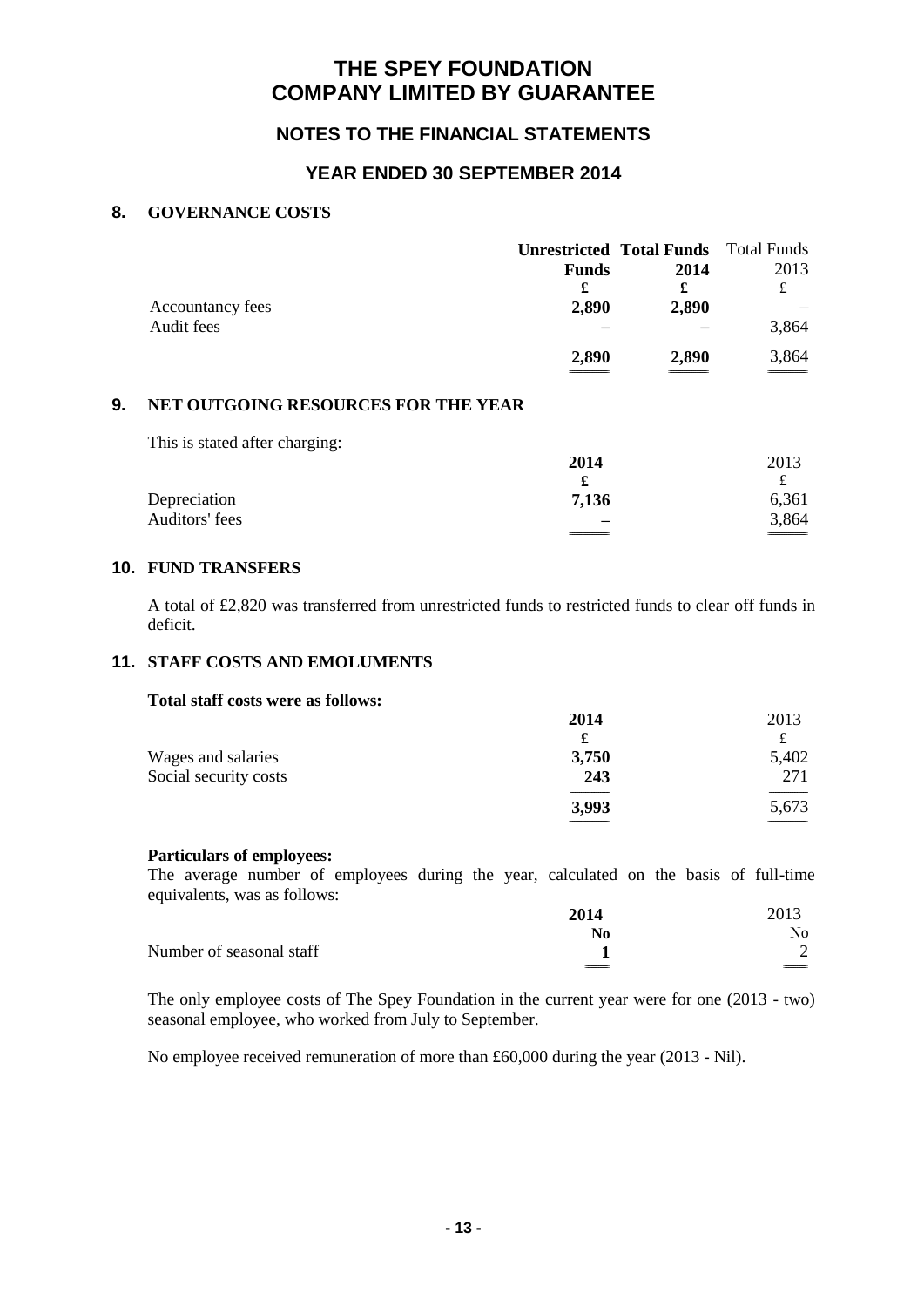# THE SPEY FOUNDATION
# COMPANY LIMITED BY GUARANTEE

## NOTES TO THE FINANCIAL STATEMENTS

## YEAR ENDED 30 SEPTEMBER 2014

### 8. GOVERNANCE COSTS

| | Unrestricted Funds | Total Funds 2014 | Total Funds 2013 |
|---|---|---|---|
| | £ | £ | £ |
| Accountancy fees | 2,890 | 2,890 | – |
| Audit fees | – | – | 3,864 |
| | 2,890 | 2,890 | 3,864 |

### 9. NET OUTGOING RESOURCES FOR THE YEAR

This is stated after charging:

| | 2014 | 2013 |
|---|---|---|
| | £ | £ |
| Depreciation | 7,136 | 6,361 |
| Auditors' fees | – | 3,864 |

### 10. FUND TRANSFERS

A total of £2,820 was transferred from unrestricted funds to restricted funds to clear off funds in deficit.

### 11. STAFF COSTS AND EMOLUMENTS

**Total staff costs were as follows:**

| | 2014 | 2013 |
|---|---|---|
| | £ | £ |
| Wages and salaries | 3,750 | 5,402 |
| Social security costs | 243 | 271 |
| | 3,993 | 5,673 |

**Particulars of employees:**

The average number of employees during the year, calculated on the basis of full-time equivalents, was as follows:

| | 2014 | 2013 |
|---|---|---|
| | No | No |
| Number of seasonal staff | 1 | 2 |

The only employee costs of The Spey Foundation in the current year were for one (2013 - two) seasonal employee, who worked from July to September.

No employee received remuneration of more than £60,000 during the year (2013 - Nil).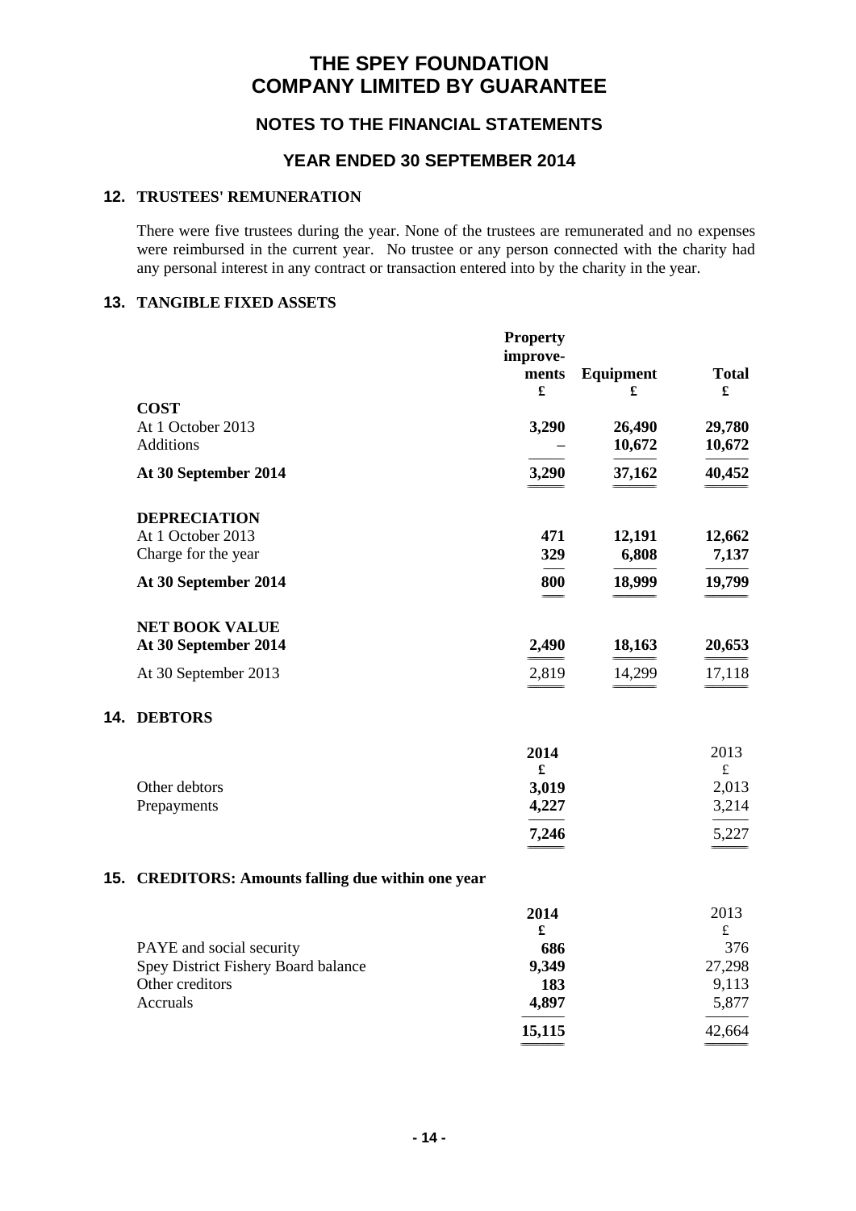# THE SPEY FOUNDATION
# COMPANY LIMITED BY GUARANTEE

## NOTES TO THE FINANCIAL STATEMENTS

## YEAR ENDED 30 SEPTEMBER 2014

### 12. TRUSTEES' REMUNERATION

There were five trustees during the year. None of the trustees are remunerated and no expenses were reimbursed in the current year. No trustee or any person connected with the charity had any personal interest in any contract or transaction entered into by the charity in the year.

### 13. TANGIBLE FIXED ASSETS

| | Property improve-ments £ | Equipment £ | Total £ |
|---|---|---|---|
| **COST** | | | |
| At 1 October 2013 | **3,290** | **26,490** | **29,780** |
| Additions | **–** | **10,672** | **10,672** |
| **At 30 September 2014** | **3,290** | **37,162** | **40,452** |
| **DEPRECIATION** | | | |
| At 1 October 2013 | **471** | **12,191** | **12,662** |
| Charge for the year | **329** | **6,808** | **7,137** |
| **At 30 September 2014** | **800** | **18,999** | **19,799** |
| **NET BOOK VALUE** | | | |
| **At 30 September 2014** | **2,490** | **18,163** | **20,653** |
| At 30 September 2013 | 2,819 | 14,299 | 17,118 |

### 14. DEBTORS

| | 2014 £ | 2013 £ |
|---|---|---|
| Other debtors | **3,019** | 2,013 |
| Prepayments | **4,227** | 3,214 |
| | **7,246** | 5,227 |

### 15. CREDITORS: Amounts falling due within one year

| | 2014 £ | 2013 £ |
|---|---|---|
| PAYE and social security | **686** | 376 |
| Spey District Fishery Board balance | **9,349** | 27,298 |
| Other creditors | **183** | 9,113 |
| Accruals | **4,897** | 5,877 |
| | **15,115** | 42,664 |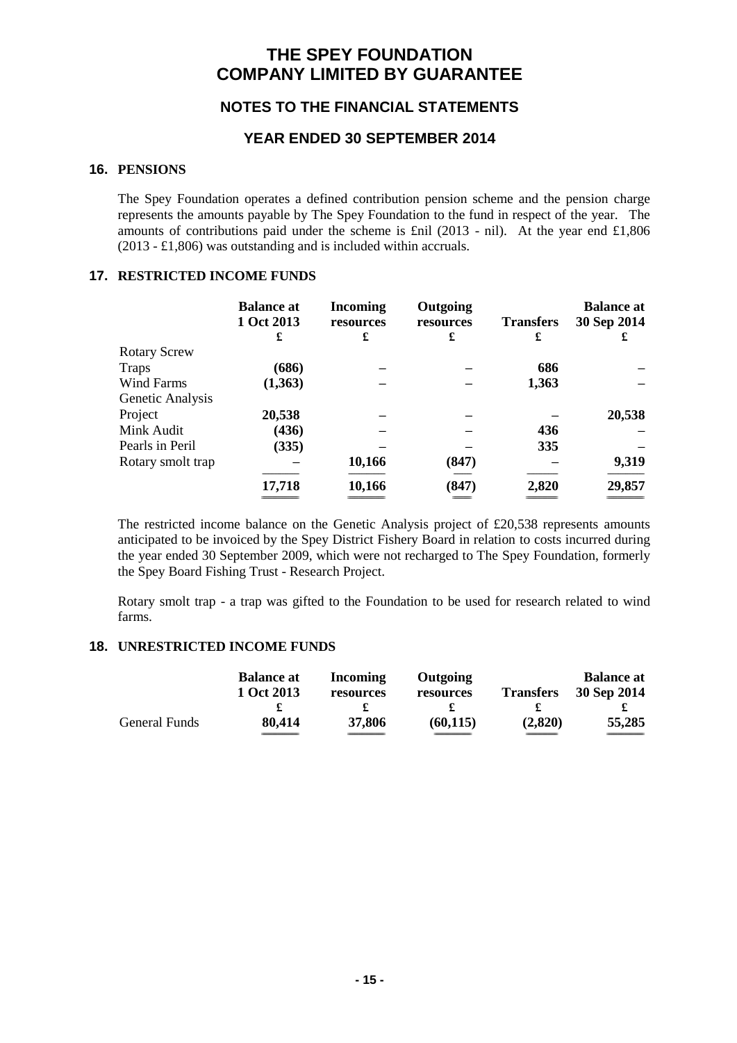# THE SPEY FOUNDATION COMPANY LIMITED BY GUARANTEE

## NOTES TO THE FINANCIAL STATEMENTS

## YEAR ENDED 30 SEPTEMBER 2014

### 16. PENSIONS

The Spey Foundation operates a defined contribution pension scheme and the pension charge represents the amounts payable by The Spey Foundation to the fund in respect of the year. The amounts of contributions paid under the scheme is £nil (2013 - nil). At the year end £1,806 (2013 - £1,806) was outstanding and is included within accruals.

### 17. RESTRICTED INCOME FUNDS

| | Balance at 1 Oct 2013 £ | Incoming resources £ | Outgoing resources £ | Transfers £ | Balance at 30 Sep 2014 £ |
|---|---|---|---|---|---|
| Rotary Screw Traps | (686) | – | – | 686 | – |
| Wind Farms | (1,363) | – | – | 1,363 | – |
| Genetic Analysis Project | 20,538 | – | – | – | 20,538 |
| Mink Audit | (436) | – | – | 436 | – |
| Pearls in Peril | (335) | – | – | 335 | – |
| Rotary smolt trap | – | 10,166 | (847) | – | 9,319 |
| | 17,718 | 10,166 | (847) | 2,820 | 29,857 |

The restricted income balance on the Genetic Analysis project of £20,538 represents amounts anticipated to be invoiced by the Spey District Fishery Board in relation to costs incurred during the year ended 30 September 2009, which were not recharged to The Spey Foundation, formerly the Spey Board Fishing Trust - Research Project.

Rotary smolt trap - a trap was gifted to the Foundation to be used for research related to wind farms.

### 18. UNRESTRICTED INCOME FUNDS

| | Balance at 1 Oct 2013 £ | Incoming resources £ | Outgoing resources £ | Transfers £ | Balance at 30 Sep 2014 £ |
|---|---|---|---|---|---|
| General Funds | 80,414 | 37,806 | (60,115) | (2,820) | 55,285 |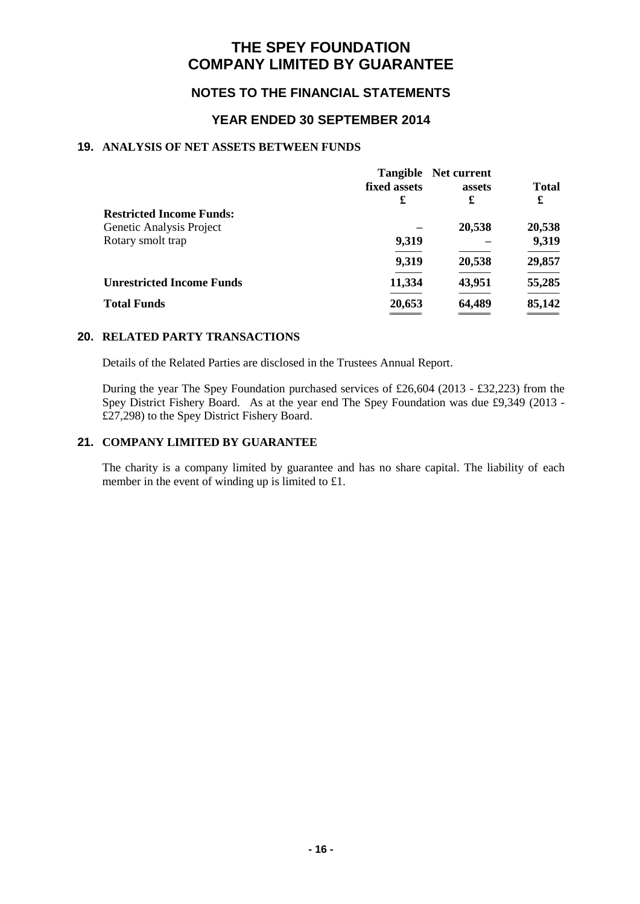# THE SPEY FOUNDATION
# COMPANY LIMITED BY GUARANTEE

## NOTES TO THE FINANCIAL STATEMENTS

## YEAR ENDED 30 SEPTEMBER 2014

### 19. ANALYSIS OF NET ASSETS BETWEEN FUNDS

| | Tangible fixed assets £ | Net current assets £ | Total £ |
|---|---|---|---|
| **Restricted Income Funds:** | | | |
| Genetic Analysis Project | – | 20,538 | 20,538 |
| Rotary smolt trap | 9,319 | – | 9,319 |
| | 9,319 | 20,538 | 29,857 |
| **Unrestricted Income Funds** | 11,334 | 43,951 | 55,285 |
| **Total Funds** | 20,653 | 64,489 | 85,142 |

### 20. RELATED PARTY TRANSACTIONS

Details of the Related Parties are disclosed in the Trustees Annual Report.

During the year The Spey Foundation purchased services of £26,604 (2013 - £32,223) from the Spey District Fishery Board. As at the year end The Spey Foundation was due £9,349 (2013 - £27,298) to the Spey District Fishery Board.

### 21. COMPANY LIMITED BY GUARANTEE

The charity is a company limited by guarantee and has no share capital. The liability of each member in the event of winding up is limited to £1.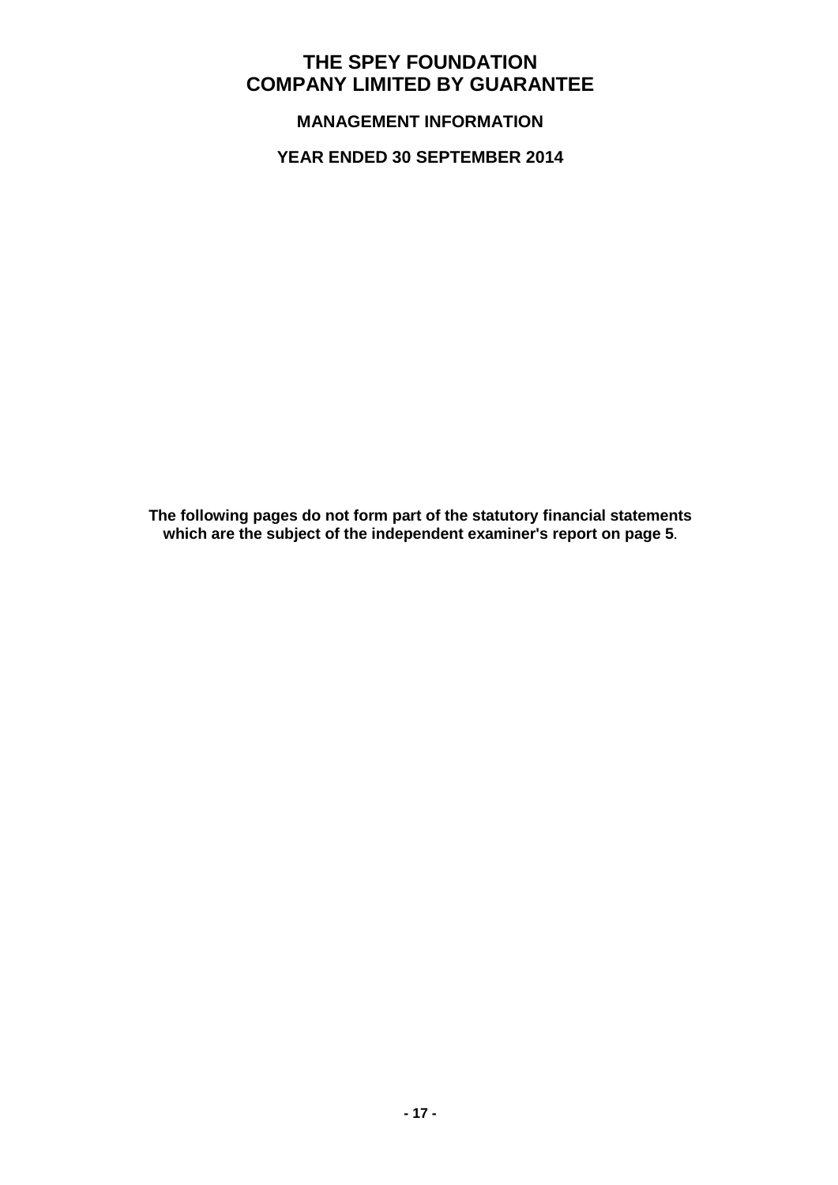# THE SPEY FOUNDATION
# COMPANY LIMITED BY GUARANTEE

## MANAGEMENT INFORMATION

## YEAR ENDED 30 SEPTEMBER 2014

**The following pages do not form part of the statutory financial statements which are the subject of the independent examiner's report on page 5.**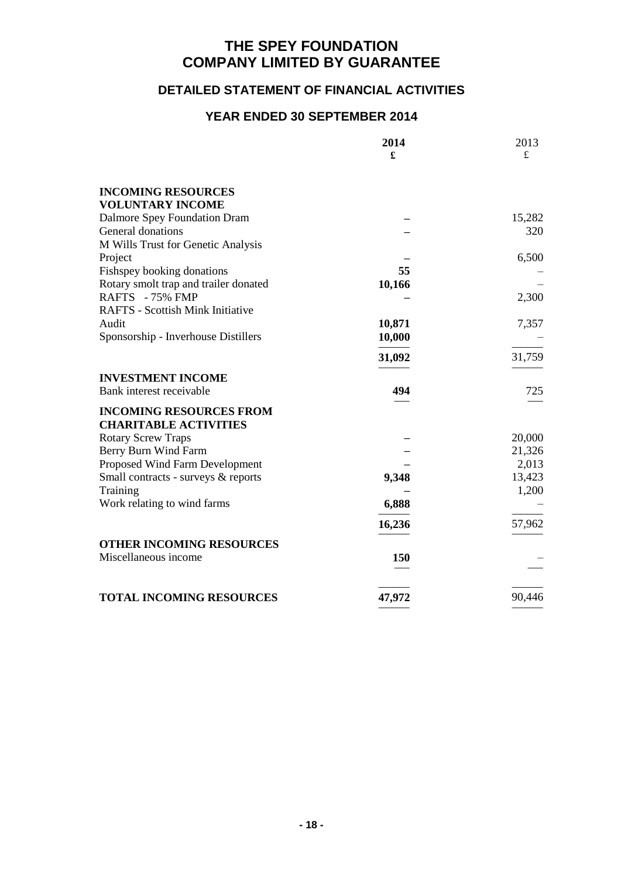# THE SPEY FOUNDATION
# COMPANY LIMITED BY GUARANTEE

## DETAILED STATEMENT OF FINANCIAL ACTIVITIES

## YEAR ENDED 30 SEPTEMBER 2014

| | 2014 £ | 2013 £ |
|---|---|---|
| **INCOMING RESOURCES** | | |
| **VOLUNTARY INCOME** | | |
| Dalmore Spey Foundation Dram | – | 15,282 |
| General donations | – | 320 |
| M Wills Trust for Genetic Analysis Project | – | 6,500 |
| Fishspey booking donations | 55 | – |
| Rotary smolt trap and trailer donated | 10,166 | – |
| RAFTS - 75% FMP | – | 2,300 |
| RAFTS - Scottish Mink Initiative Audit | 10,871 | 7,357 |
| Sponsorship - Inverhouse Distillers | 10,000 | – |
| | **31,092** | 31,759 |
| **INVESTMENT INCOME** | | |
| Bank interest receivable | **494** | 725 |
| **INCOMING RESOURCES FROM CHARITABLE ACTIVITIES** | | |
| Rotary Screw Traps | – | 20,000 |
| Berry Burn Wind Farm | – | 21,326 |
| Proposed Wind Farm Development | – | 2,013 |
| Small contracts - surveys & reports | 9,348 | 13,423 |
| Training | – | 1,200 |
| Work relating to wind farms | 6,888 | – |
| | **16,236** | 57,962 |
| **OTHER INCOMING RESOURCES** | | |
| Miscellaneous income | **150** | – |
| **TOTAL INCOMING RESOURCES** | **47,972** | 90,446 |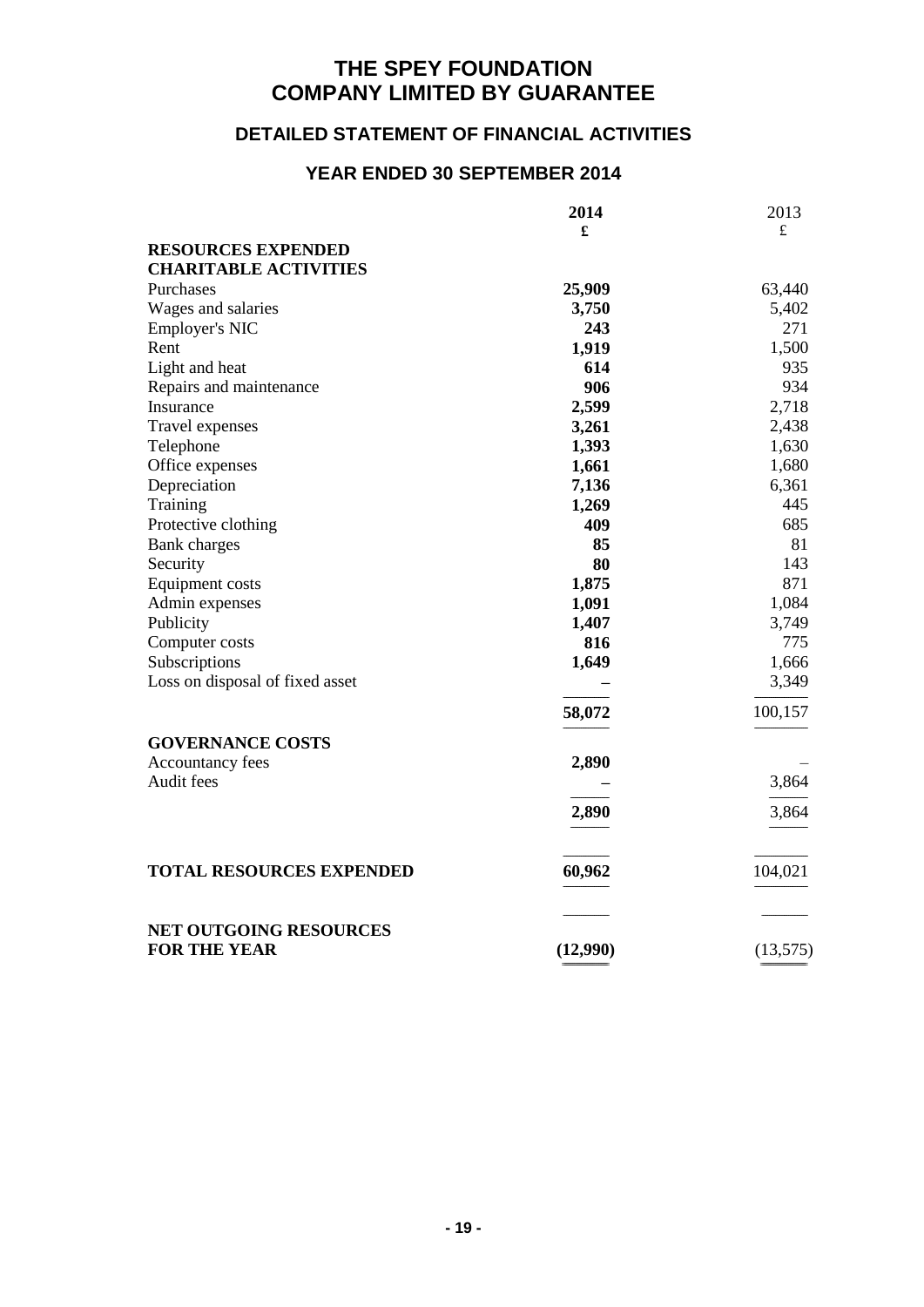# THE SPEY FOUNDATION
# COMPANY LIMITED BY GUARANTEE

## DETAILED STATEMENT OF FINANCIAL ACTIVITIES

## YEAR ENDED 30 SEPTEMBER 2014

| | **2014** | 2013 |
|---|---|---|
| | **£** | £ |
| **RESOURCES EXPENDED** | | |
| **CHARITABLE ACTIVITIES** | | |
| Purchases | **25,909** | 63,440 |
| Wages and salaries | **3,750** | 5,402 |
| Employer's NIC | **243** | 271 |
| Rent | **1,919** | 1,500 |
| Light and heat | **614** | 935 |
| Repairs and maintenance | **906** | 934 |
| Insurance | **2,599** | 2,718 |
| Travel expenses | **3,261** | 2,438 |
| Telephone | **1,393** | 1,630 |
| Office expenses | **1,661** | 1,680 |
| Depreciation | **7,136** | 6,361 |
| Training | **1,269** | 445 |
| Protective clothing | **409** | 685 |
| Bank charges | **85** | 81 |
| Security | **80** | 143 |
| Equipment costs | **1,875** | 871 |
| Admin expenses | **1,091** | 1,084 |
| Publicity | **1,407** | 3,749 |
| Computer costs | **816** | 775 |
| Subscriptions | **1,649** | 1,666 |
| Loss on disposal of fixed asset | **–** | 3,349 |
| | **58,072** | 100,157 |
| **GOVERNANCE COSTS** | | |
| Accountancy fees | **2,890** | – |
| Audit fees | **–** | 3,864 |
| | **2,890** | 3,864 |
| **TOTAL RESOURCES EXPENDED** | **60,962** | 104,021 |
| **NET OUTGOING RESOURCES FOR THE YEAR** | **(12,990)** | (13,575) |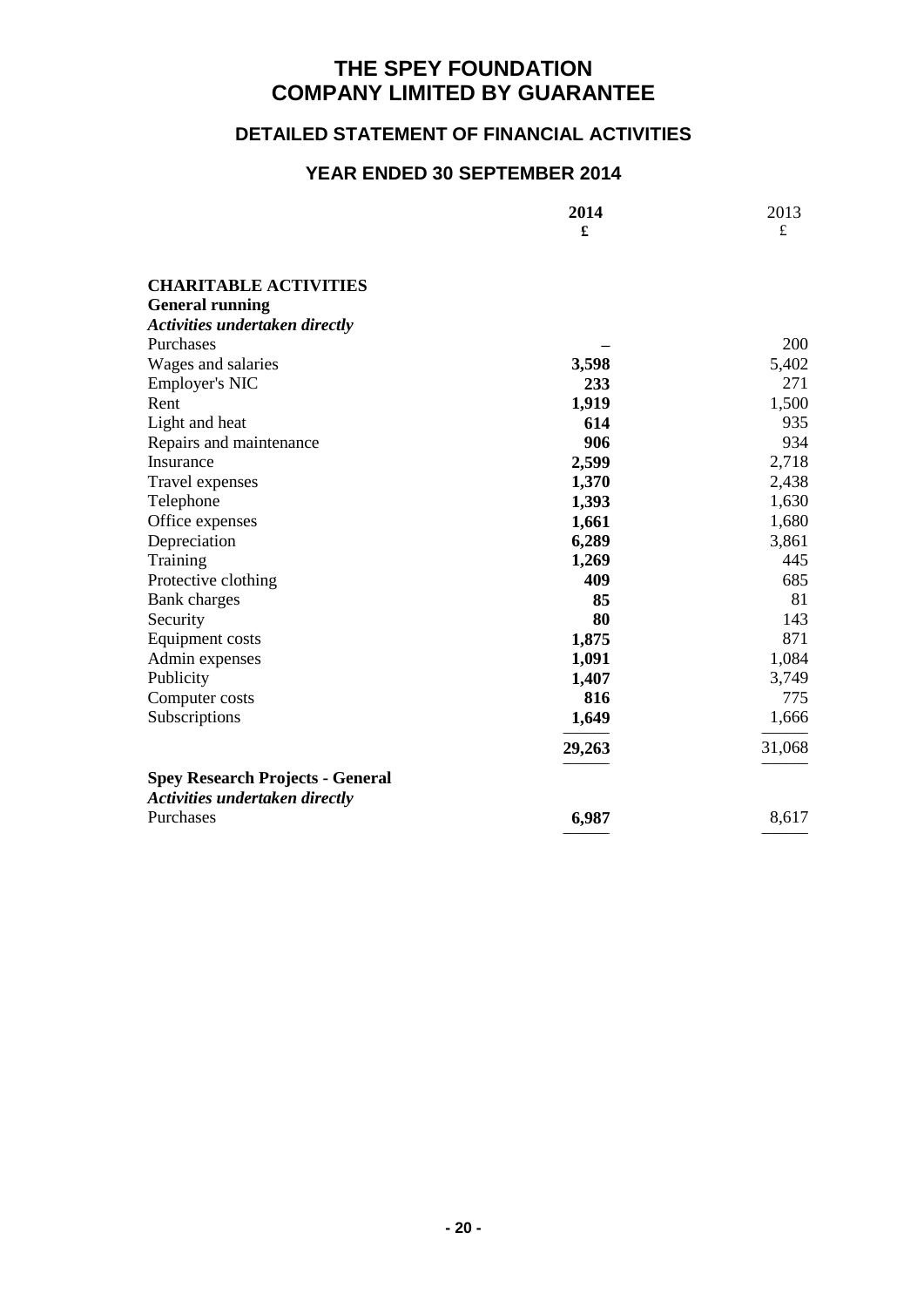# THE SPEY FOUNDATION
# COMPANY LIMITED BY GUARANTEE

## DETAILED STATEMENT OF FINANCIAL ACTIVITIES

## YEAR ENDED 30 SEPTEMBER 2014

| | 2014<br>£ | 2013<br>£ |
|---|---|---|
| **CHARITABLE ACTIVITIES** | | |
| **General running** | | |
| ***Activities undertaken directly*** | | |
| Purchases | – | 200 |
| Wages and salaries | 3,598 | 5,402 |
| Employer's NIC | 233 | 271 |
| Rent | 1,919 | 1,500 |
| Light and heat | 614 | 935 |
| Repairs and maintenance | 906 | 934 |
| Insurance | 2,599 | 2,718 |
| Travel expenses | 1,370 | 2,438 |
| Telephone | 1,393 | 1,630 |
| Office expenses | 1,661 | 1,680 |
| Depreciation | 6,289 | 3,861 |
| Training | 1,269 | 445 |
| Protective clothing | 409 | 685 |
| Bank charges | 85 | 81 |
| Security | 80 | 143 |
| Equipment costs | 1,875 | 871 |
| Admin expenses | 1,091 | 1,084 |
| Publicity | 1,407 | 3,749 |
| Computer costs | 816 | 775 |
| Subscriptions | 1,649 | 1,666 |
| | 29,263 | 31,068 |
| **Spey Research Projects - General** | | |
| ***Activities undertaken directly*** | | |
| Purchases | 6,987 | 8,617 |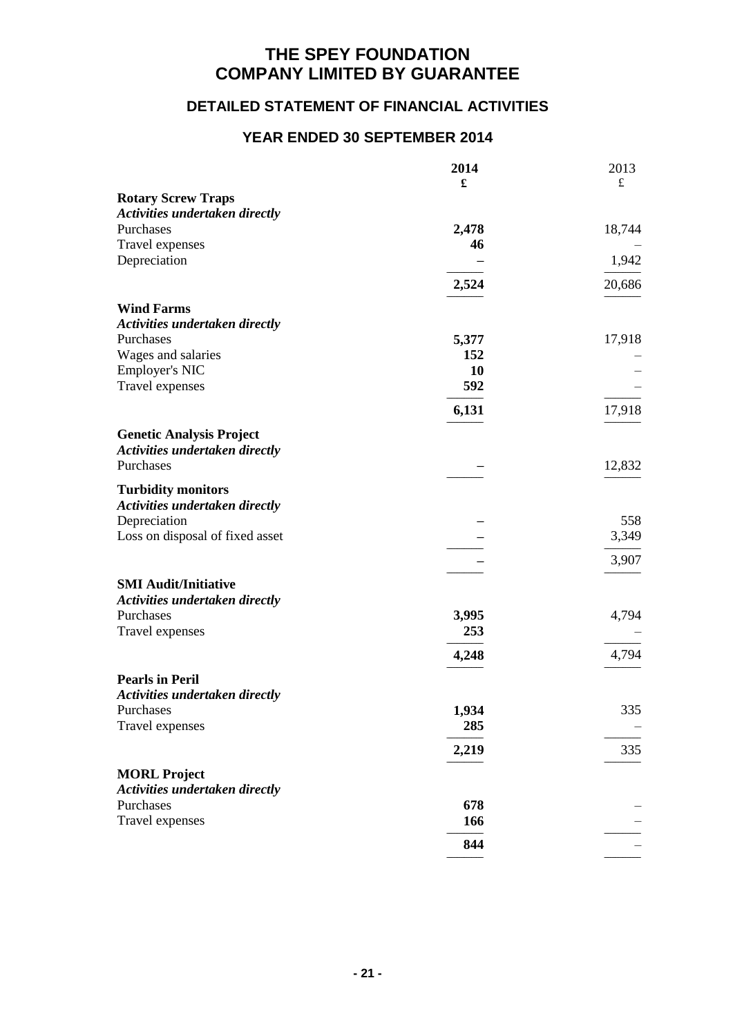# THE SPEY FOUNDATION
# COMPANY LIMITED BY GUARANTEE

## DETAILED STATEMENT OF FINANCIAL ACTIVITIES

## YEAR ENDED 30 SEPTEMBER 2014

| | 2014 £ | 2013 £ |
|---|---|---|
| **Rotary Screw Traps** | | |
| ***Activities undertaken directly*** | | |
| Purchases | **2,478** | 18,744 |
| Travel expenses | **46** | – |
| Depreciation | **–** | 1,942 |
| | **2,524** | 20,686 |
| **Wind Farms** | | |
| ***Activities undertaken directly*** | | |
| Purchases | **5,377** | 17,918 |
| Wages and salaries | **152** | – |
| Employer's NIC | **10** | – |
| Travel expenses | **592** | – |
| | **6,131** | 17,918 |
| **Genetic Analysis Project** | | |
| ***Activities undertaken directly*** | | |
| Purchases | **–** | 12,832 |
| **Turbidity monitors** | | |
| ***Activities undertaken directly*** | | |
| Depreciation | **–** | 558 |
| Loss on disposal of fixed asset | **–** | 3,349 |
| | **–** | 3,907 |
| **SMI Audit/Initiative** | | |
| ***Activities undertaken directly*** | | |
| Purchases | **3,995** | 4,794 |
| Travel expenses | **253** | – |
| | **4,248** | 4,794 |
| **Pearls in Peril** | | |
| ***Activities undertaken directly*** | | |
| Purchases | **1,934** | 335 |
| Travel expenses | **285** | – |
| | **2,219** | 335 |
| **MORL Project** | | |
| ***Activities undertaken directly*** | | |
| Purchases | **678** | – |
| Travel expenses | **166** | – |
| | **844** | – |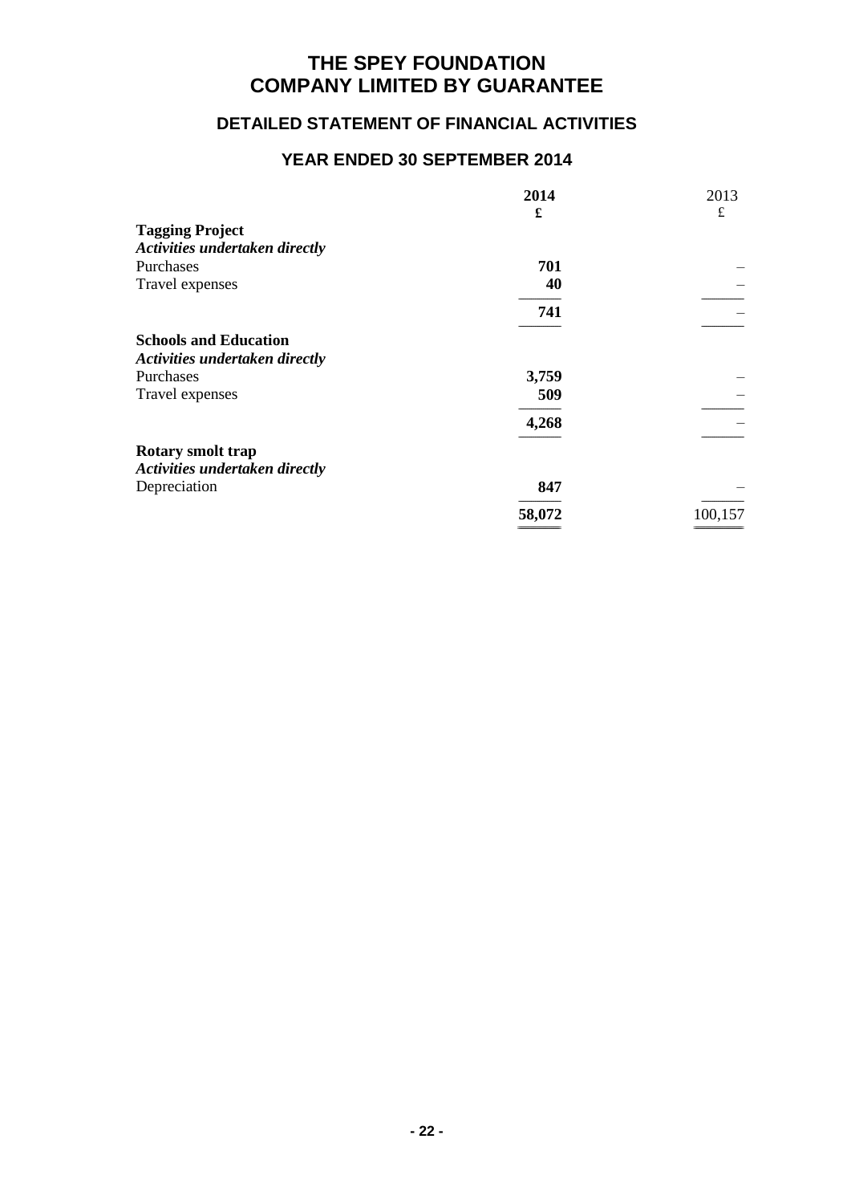# THE SPEY FOUNDATION
# COMPANY LIMITED BY GUARANTEE

## DETAILED STATEMENT OF FINANCIAL ACTIVITIES

## YEAR ENDED 30 SEPTEMBER 2014

| | 2014 £ | 2013 £ |
|---|---|---|
| **Tagging Project** | | |
| ***Activities undertaken directly*** | | |
| Purchases | **701** | – |
| Travel expenses | **40** | – |
| | **741** | – |
| **Schools and Education** | | |
| ***Activities undertaken directly*** | | |
| Purchases | **3,759** | – |
| Travel expenses | **509** | – |
| | **4,268** | – |
| **Rotary smolt trap** | | |
| ***Activities undertaken directly*** | | |
| Depreciation | **847** | – |
| | **58,072** | 100,157 |